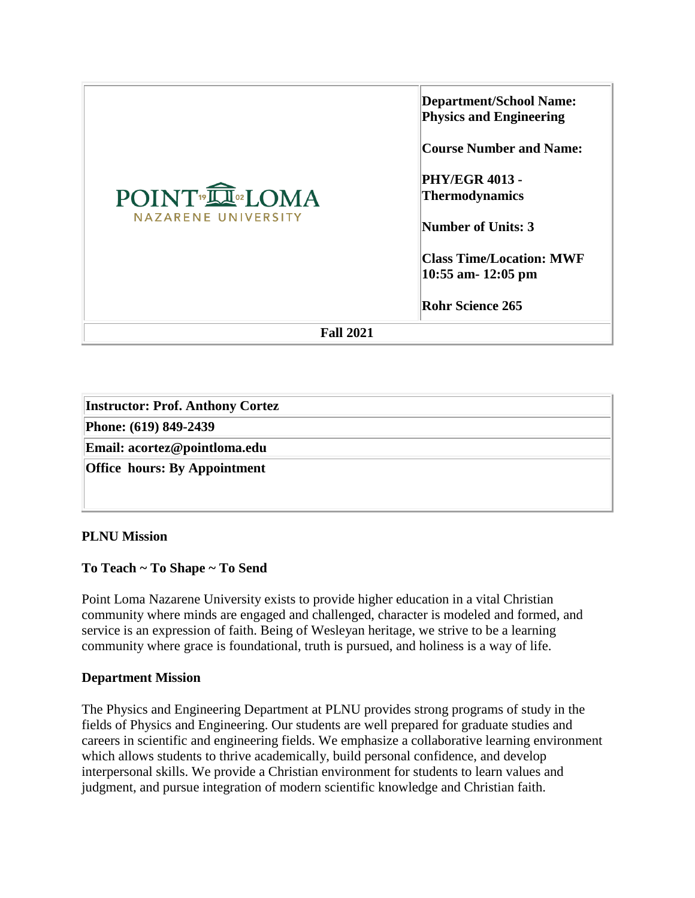| | **Department/School Name: Physics and Engineering** <br><br> **Course Number and Name:** <br><br> **PHY/EGR 4013 - Thermodynamics** <br><br> **Number of Units: 3** <br><br> **Class Time/Location: MWF 10:55 am- 12:05 pm** <br><br> **Rohr Science 265** |
|---|---|
| **Fall 2021** | |

| **Instructor: Prof. Anthony Cortez** |
|---|
| **Phone: (619) 849-2439** |
| **Email: acortez@pointloma.edu** |
| **Office hours: By Appointment** |

**PLNU Mission**

**To Teach ~ To Shape ~ To Send**

Point Loma Nazarene University exists to provide higher education in a vital Christian community where minds are engaged and challenged, character is modeled and formed, and service is an expression of faith. Being of Wesleyan heritage, we strive to be a learning community where grace is foundational, truth is pursued, and holiness is a way of life.

**Department Mission**

The Physics and Engineering Department at PLNU provides strong programs of study in the fields of Physics and Engineering. Our students are well prepared for graduate studies and careers in scientific and engineering fields. We emphasize a collaborative learning environment which allows students to thrive academically, build personal confidence, and develop interpersonal skills. We provide a Christian environment for students to learn values and judgment, and pursue integration of modern scientific knowledge and Christian faith.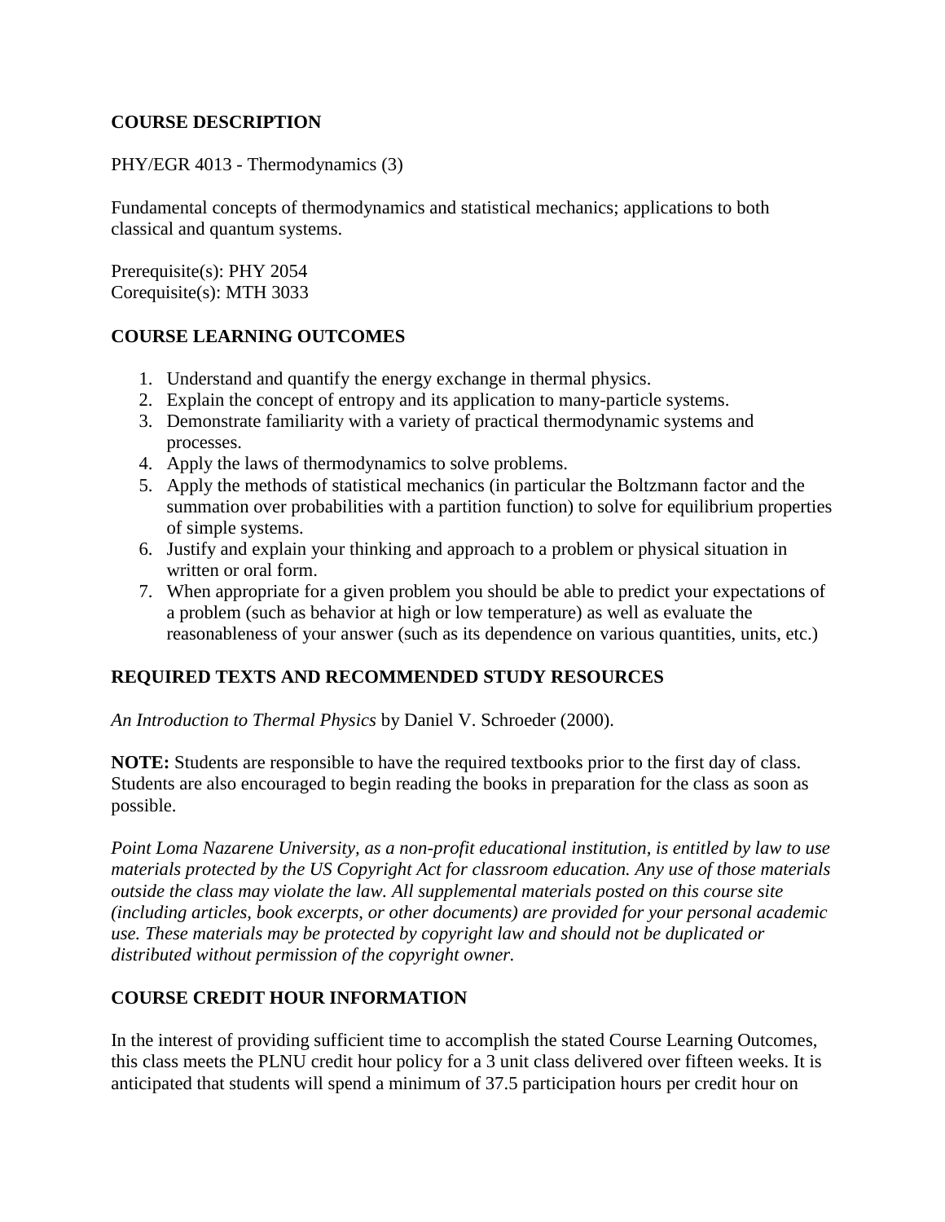## COURSE DESCRIPTION

PHY/EGR 4013 - Thermodynamics (3)

Fundamental concepts of thermodynamics and statistical mechanics; applications to both classical and quantum systems.

Prerequisite(s): PHY 2054
Corequisite(s): MTH 3033

## COURSE LEARNING OUTCOMES

1. Understand and quantify the energy exchange in thermal physics.
2. Explain the concept of entropy and its application to many-particle systems.
3. Demonstrate familiarity with a variety of practical thermodynamic systems and processes.
4. Apply the laws of thermodynamics to solve problems.
5. Apply the methods of statistical mechanics (in particular the Boltzmann factor and the summation over probabilities with a partition function) to solve for equilibrium properties of simple systems.
6. Justify and explain your thinking and approach to a problem or physical situation in written or oral form.
7. When appropriate for a given problem you should be able to predict your expectations of a problem (such as behavior at high or low temperature) as well as evaluate the reasonableness of your answer (such as its dependence on various quantities, units, etc.)

## REQUIRED TEXTS AND RECOMMENDED STUDY RESOURCES

*An Introduction to Thermal Physics* by Daniel V. Schroeder (2000).

**NOTE:** Students are responsible to have the required textbooks prior to the first day of class. Students are also encouraged to begin reading the books in preparation for the class as soon as possible.

*Point Loma Nazarene University, as a non-profit educational institution, is entitled by law to use materials protected by the US Copyright Act for classroom education. Any use of those materials outside the class may violate the law. All supplemental materials posted on this course site (including articles, book excerpts, or other documents) are provided for your personal academic use. These materials may be protected by copyright law and should not be duplicated or distributed without permission of the copyright owner.*

## COURSE CREDIT HOUR INFORMATION

In the interest of providing sufficient time to accomplish the stated Course Learning Outcomes, this class meets the PLNU credit hour policy for a 3 unit class delivered over fifteen weeks. It is anticipated that students will spend a minimum of 37.5 participation hours per credit hour on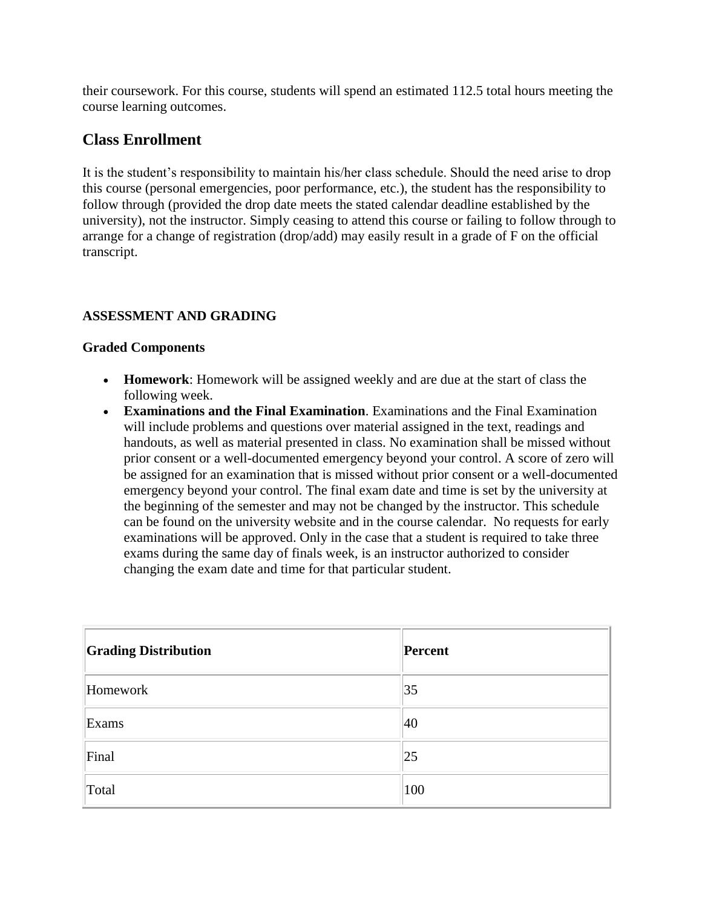their coursework. For this course, students will spend an estimated 112.5 total hours meeting the course learning outcomes.

## Class Enrollment

It is the student's responsibility to maintain his/her class schedule. Should the need arise to drop this course (personal emergencies, poor performance, etc.), the student has the responsibility to follow through (provided the drop date meets the stated calendar deadline established by the university), not the instructor. Simply ceasing to attend this course or failing to follow through to arrange for a change of registration (drop/add) may easily result in a grade of F on the official transcript.

**ASSESSMENT AND GRADING**

**Graded Components**

- **Homework**: Homework will be assigned weekly and are due at the start of class the following week.
- **Examinations and the Final Examination**. Examinations and the Final Examination will include problems and questions over material assigned in the text, readings and handouts, as well as material presented in class. No examination shall be missed without prior consent or a well-documented emergency beyond your control. A score of zero will be assigned for an examination that is missed without prior consent or a well-documented emergency beyond your control. The final exam date and time is set by the university at the beginning of the semester and may not be changed by the instructor. This schedule can be found on the university website and in the course calendar. No requests for early examinations will be approved. Only in the case that a student is required to take three exams during the same day of finals week, is an instructor authorized to consider changing the exam date and time for that particular student.

| Grading Distribution | Percent |
|---|---|
| Homework | 35 |
| Exams | 40 |
| Final | 25 |
| Total | 100 |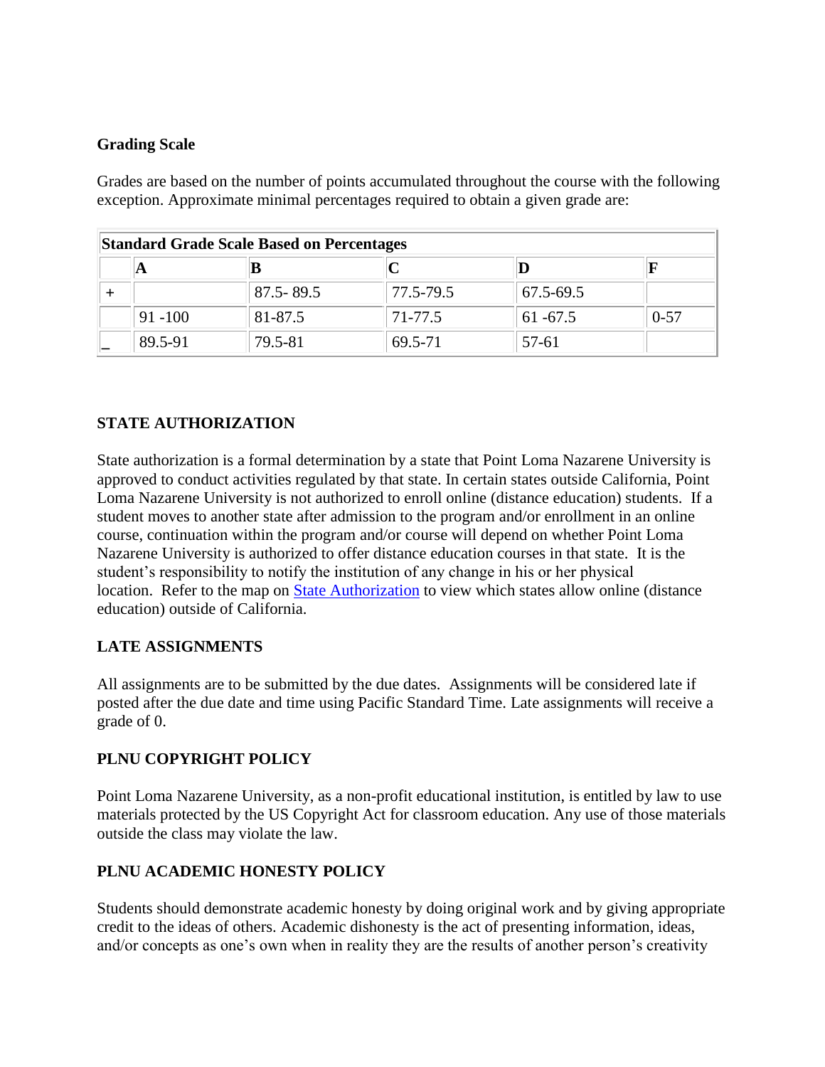**Grading Scale**

Grades are based on the number of points accumulated throughout the course with the following exception. Approximate minimal percentages required to obtain a given grade are:

| Standard Grade Scale Based on Percentages | | | | | |
|---|---|---|---|---|---|
| | A | B | C | D | F |
| + | | 87.5- 89.5 | 77.5-79.5 | 67.5-69.5 | |
| | 91 -100 | 81-87.5 | 71-77.5 | 61 -67.5 | 0-57 |
| _ | 89.5-91 | 79.5-81 | 69.5-71 | 57-61 | |

**STATE AUTHORIZATION**

State authorization is a formal determination by a state that Point Loma Nazarene University is approved to conduct activities regulated by that state. In certain states outside California, Point Loma Nazarene University is not authorized to enroll online (distance education) students. If a student moves to another state after admission to the program and/or enrollment in an online course, continuation within the program and/or course will depend on whether Point Loma Nazarene University is authorized to offer distance education courses in that state. It is the student's responsibility to notify the institution of any change in his or her physical location. Refer to the map on State Authorization to view which states allow online (distance education) outside of California.

**LATE ASSIGNMENTS**

All assignments are to be submitted by the due dates. Assignments will be considered late if posted after the due date and time using Pacific Standard Time. Late assignments will receive a grade of 0.

**PLNU COPYRIGHT POLICY**

Point Loma Nazarene University, as a non-profit educational institution, is entitled by law to use materials protected by the US Copyright Act for classroom education. Any use of those materials outside the class may violate the law.

**PLNU ACADEMIC HONESTY POLICY**

Students should demonstrate academic honesty by doing original work and by giving appropriate credit to the ideas of others. Academic dishonesty is the act of presenting information, ideas, and/or concepts as one's own when in reality they are the results of another person's creativity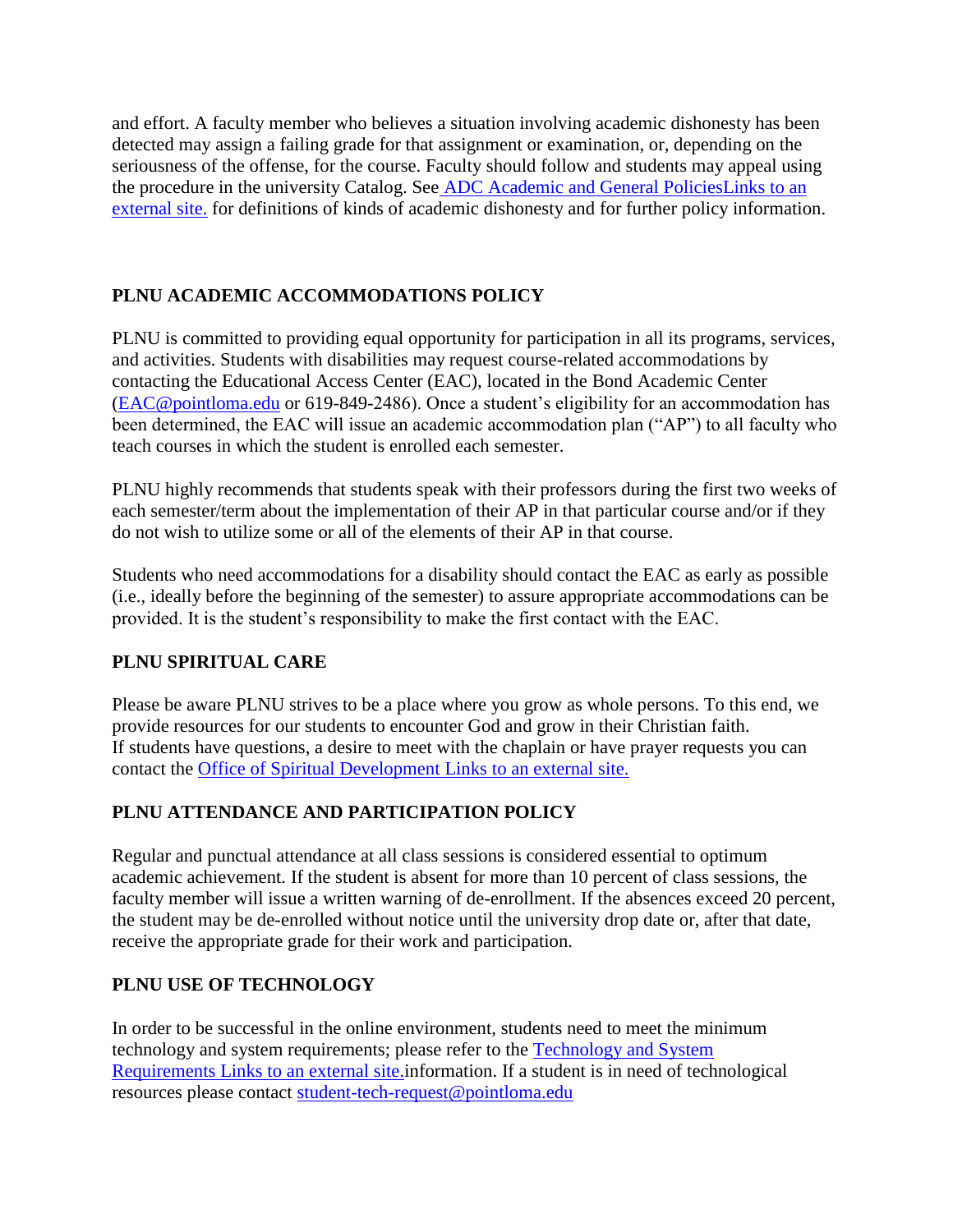and effort. A faculty member who believes a situation involving academic dishonesty has been detected may assign a failing grade for that assignment or examination, or, depending on the seriousness of the offense, for the course. Faculty should follow and students may appeal using the procedure in the university Catalog. See [ADC Academic and General PoliciesLinks to an external site.] for definitions of kinds of academic dishonesty and for further policy information.

**PLNU ACADEMIC ACCOMMODATIONS POLICY**

PLNU is committed to providing equal opportunity for participation in all its programs, services, and activities. Students with disabilities may request course-related accommodations by contacting the Educational Access Center (EAC), located in the Bond Academic Center (EAC@pointloma.edu or 619-849-2486). Once a student's eligibility for an accommodation has been determined, the EAC will issue an academic accommodation plan ("AP") to all faculty who teach courses in which the student is enrolled each semester.

PLNU highly recommends that students speak with their professors during the first two weeks of each semester/term about the implementation of their AP in that particular course and/or if they do not wish to utilize some or all of the elements of their AP in that course.

Students who need accommodations for a disability should contact the EAC as early as possible (i.e., ideally before the beginning of the semester) to assure appropriate accommodations can be provided. It is the student's responsibility to make the first contact with the EAC.

**PLNU SPIRITUAL CARE**

Please be aware PLNU strives to be a place where you grow as whole persons. To this end, we provide resources for our students to encounter God and grow in their Christian faith.
If students have questions, a desire to meet with the chaplain or have prayer requests you can contact the Office of Spiritual Development Links to an external site.

**PLNU ATTENDANCE AND PARTICIPATION POLICY**

Regular and punctual attendance at all class sessions is considered essential to optimum academic achievement. If the student is absent for more than 10 percent of class sessions, the faculty member will issue a written warning of de-enrollment. If the absences exceed 20 percent, the student may be de-enrolled without notice until the university drop date or, after that date, receive the appropriate grade for their work and participation.

**PLNU USE OF TECHNOLOGY**

In order to be successful in the online environment, students need to meet the minimum technology and system requirements; please refer to the Technology and System Requirements Links to an external site.information. If a student is in need of technological resources please contact student-tech-request@pointloma.edu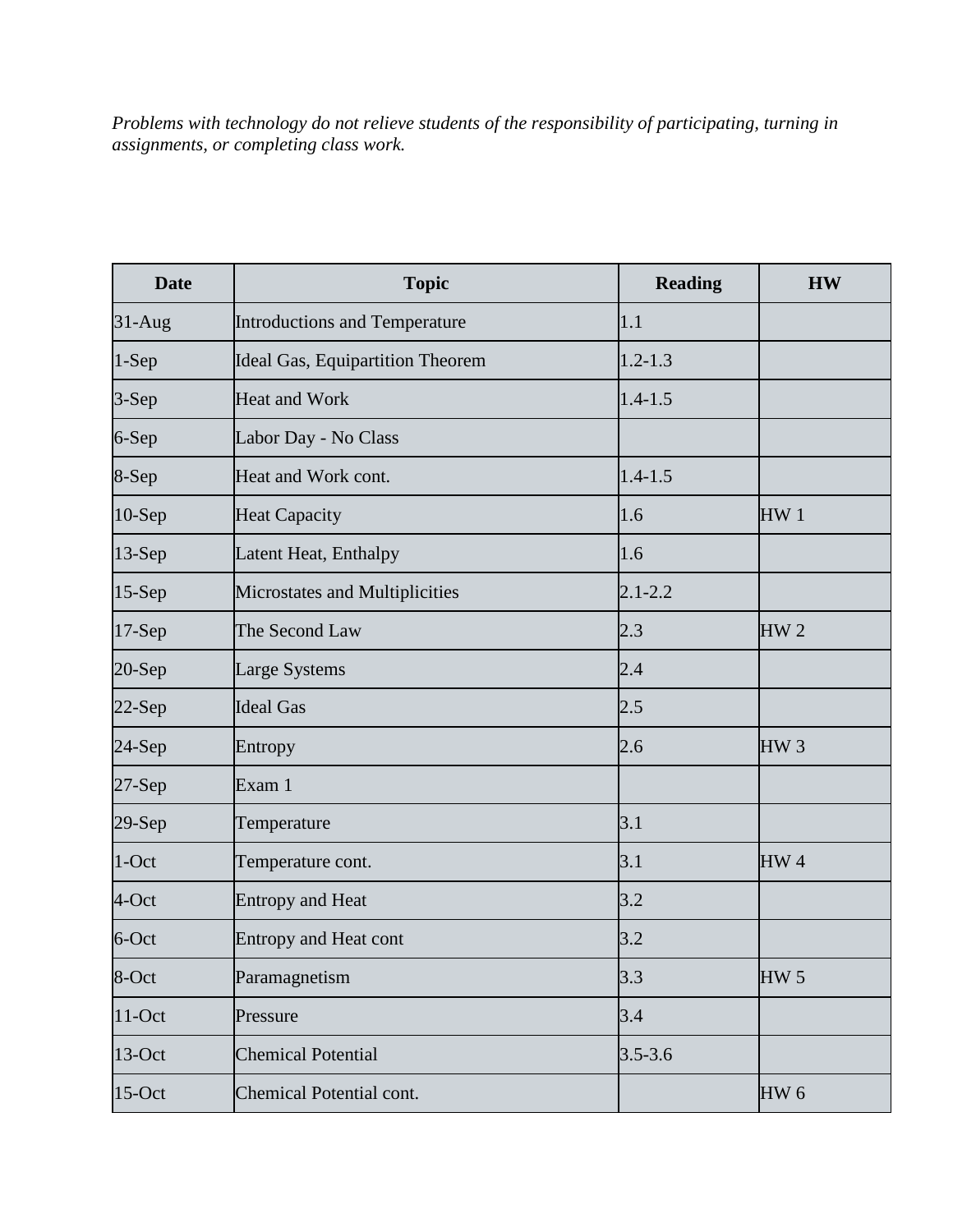*Problems with technology do not relieve students of the responsibility of participating, turning in assignments, or completing class work.*

| Date | Topic | Reading | HW |
|---|---|---|---|
| 31-Aug | Introductions and Temperature | 1.1 | |
| 1-Sep | Ideal Gas, Equipartition Theorem | 1.2-1.3 | |
| 3-Sep | Heat and Work | 1.4-1.5 | |
| 6-Sep | Labor Day - No Class | | |
| 8-Sep | Heat and Work cont. | 1.4-1.5 | |
| 10-Sep | Heat Capacity | 1.6 | HW 1 |
| 13-Sep | Latent Heat, Enthalpy | 1.6 | |
| 15-Sep | Microstates and Multiplicities | 2.1-2.2 | |
| 17-Sep | The Second Law | 2.3 | HW 2 |
| 20-Sep | Large Systems | 2.4 | |
| 22-Sep | Ideal Gas | 2.5 | |
| 24-Sep | Entropy | 2.6 | HW 3 |
| 27-Sep | Exam 1 | | |
| 29-Sep | Temperature | 3.1 | |
| 1-Oct | Temperature cont. | 3.1 | HW 4 |
| 4-Oct | Entropy and Heat | 3.2 | |
| 6-Oct | Entropy and Heat cont | 3.2 | |
| 8-Oct | Paramagnetism | 3.3 | HW 5 |
| 11-Oct | Pressure | 3.4 | |
| 13-Oct | Chemical Potential | 3.5-3.6 | |
| 15-Oct | Chemical Potential cont. | | HW 6 |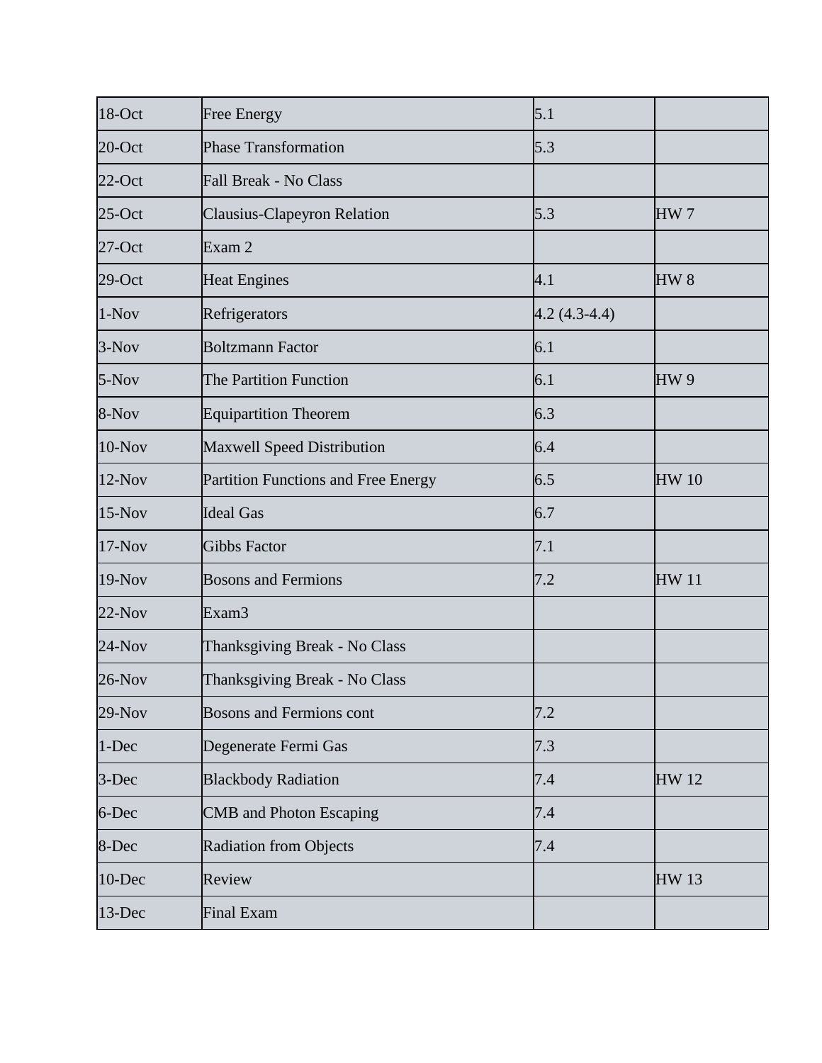| | | | |
|---|---|---|---|
| 18-Oct | Free Energy | 5.1 | |
| 20-Oct | Phase Transformation | 5.3 | |
| 22-Oct | Fall Break - No Class | | |
| 25-Oct | Clausius-Clapeyron Relation | 5.3 | HW 7 |
| 27-Oct | Exam 2 | | |
| 29-Oct | Heat Engines | 4.1 | HW 8 |
| 1-Nov | Refrigerators | 4.2 (4.3-4.4) | |
| 3-Nov | Boltzmann Factor | 6.1 | |
| 5-Nov | The Partition Function | 6.1 | HW 9 |
| 8-Nov | Equipartition Theorem | 6.3 | |
| 10-Nov | Maxwell Speed Distribution | 6.4 | |
| 12-Nov | Partition Functions and Free Energy | 6.5 | HW 10 |
| 15-Nov | Ideal Gas | 6.7 | |
| 17-Nov | Gibbs Factor | 7.1 | |
| 19-Nov | Bosons and Fermions | 7.2 | HW 11 |
| 22-Nov | Exam3 | | |
| 24-Nov | Thanksgiving Break - No Class | | |
| 26-Nov | Thanksgiving Break - No Class | | |
| 29-Nov | Bosons and Fermions cont | 7.2 | |
| 1-Dec | Degenerate Fermi Gas | 7.3 | |
| 3-Dec | Blackbody Radiation | 7.4 | HW 12 |
| 6-Dec | CMB and Photon Escaping | 7.4 | |
| 8-Dec | Radiation from Objects | 7.4 | |
| 10-Dec | Review | | HW 13 |
| 13-Dec | Final Exam | | |